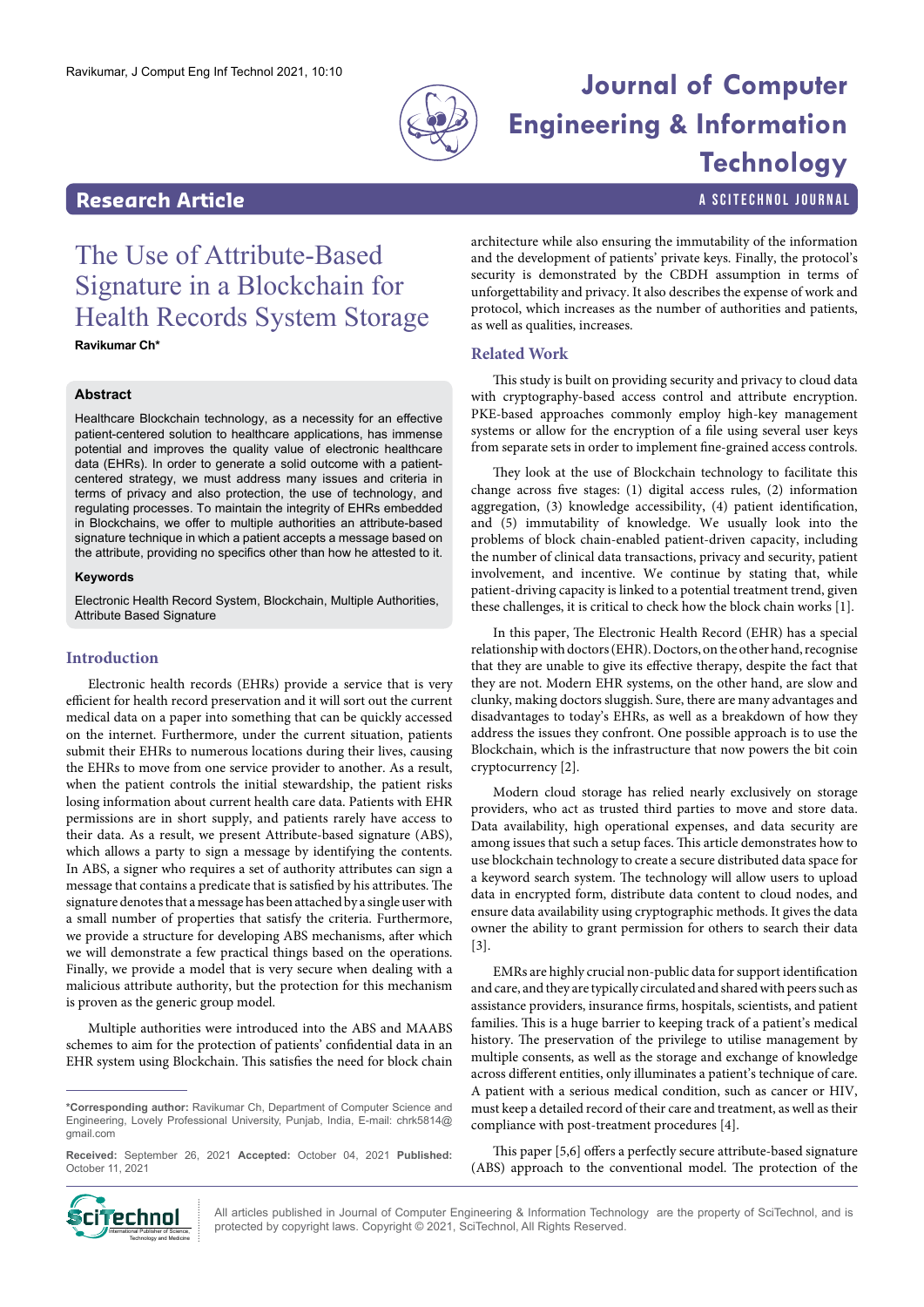# The Use of Attribute-Based Signature in a Blockchain for Health Records System Storage

**Ravikumar Ch***

## Abstract

Healthcare Blockchain technology, as a necessity for an effective patient-centered solution to healthcare applications, has immense potential and improves the quality value of electronic healthcare data (EHRs). In order to generate a solid outcome with a patient-centered strategy, we must address many issues and criteria in terms of privacy and also protection, the use of technology, and regulating processes. To maintain the integrity of EHRs embedded in Blockchains, we offer to multiple authorities an attribute-based signature technique in which a patient accepts a message based on the attribute, providing no specifics other than how he attested to it.

### Keywords

Electronic Health Record System, Blockchain, Multiple Authorities, Attribute Based Signature

## Introduction

Electronic health records (EHRs) provide a service that is very efficient for health record preservation and it will sort out the current medical data on a paper into something that can be quickly accessed on the internet. Furthermore, under the current situation, patients submit their EHRs to numerous locations during their lives, causing the EHRs to move from one service provider to another. As a result, when the patient controls the initial stewardship, the patient risks losing information about current health care data. Patients with EHR permissions are in short supply, and patients rarely have access to their data. As a result, we present Attribute-based signature (ABS), which allows a party to sign a message by identifying the contents. In ABS, a signer who requires a set of authority attributes can sign a message that contains a predicate that is satisfied by his attributes. The signature denotes that a message has been attached by a single user with a small number of properties that satisfy the criteria. Furthermore, we provide a structure for developing ABS mechanisms, after which we will demonstrate a few practical things based on the operations. Finally, we provide a model that is very secure when dealing with a malicious attribute authority, but the protection for this mechanism is proven as the generic group model.

Multiple authorities were introduced into the ABS and MAABS schemes to aim for the protection of patients' confidential data in an EHR system using Blockchain. This satisfies the need for block chain architecture while also ensuring the immutability of the information and the development of patients' private keys. Finally, the protocol's security is demonstrated by the CBDH assumption in terms of unforgettability and privacy. It also describes the expense of work and protocol, which increases as the number of authorities and patients, as well as qualities, increases.

***Corresponding author:** Ravikumar Ch, Department of Computer Science and Engineering, Lovely Professional University, Punjab, India, E-mail: chrk5814@gmail.com

**Received:** September 26, 2021 **Accepted:** October 04, 2021 **Published:** October 11, 2021

## Related Work

This study is built on providing security and privacy to cloud data with cryptography-based access control and attribute encryption. PKE-based approaches commonly employ high-key management systems or allow for the encryption of a file using several user keys from separate sets in order to implement fine-grained access controls.

They look at the use of Blockchain technology to facilitate this change across five stages: (1) digital access rules, (2) information aggregation, (3) knowledge accessibility, (4) patient identification, and (5) immutability of knowledge. We usually look into the problems of block chain-enabled patient-driven capacity, including the number of clinical data transactions, privacy and security, patient involvement, and incentive. We continue by stating that, while patient-driving capacity is linked to a potential treatment trend, given these challenges, it is critical to check how the block chain works [1].

In this paper, The Electronic Health Record (EHR) has a special relationship with doctors (EHR). Doctors, on the other hand, recognise that they are unable to give its effective therapy, despite the fact that they are not. Modern EHR systems, on the other hand, are slow and clunky, making doctors sluggish. Sure, there are many advantages and disadvantages to today's EHRs, as well as a breakdown of how they address the issues they confront. One possible approach is to use the Blockchain, which is the infrastructure that now powers the bit coin cryptocurrency [2].

Modern cloud storage has relied nearly exclusively on storage providers, who act as trusted third parties to move and store data. Data availability, high operational expenses, and data security are among issues that such a setup faces. This article demonstrates how to use blockchain technology to create a secure distributed data space for a keyword search system. The technology will allow users to upload data in encrypted form, distribute data content to cloud nodes, and ensure data availability using cryptographic methods. It gives the data owner the ability to grant permission for others to search their data [3].

EMRs are highly crucial non-public data for support identification and care, and they are typically circulated and shared with peers such as assistance providers, insurance firms, hospitals, scientists, and patient families. This is a huge barrier to keeping track of a patient's medical history. The preservation of the privilege to utilise management by multiple consents, as well as the storage and exchange of knowledge across different entities, only illuminates a patient's technique of care. A patient with a serious medical condition, such as cancer or HIV, must keep a detailed record of their care and treatment, as well as their compliance with post-treatment procedures [4].

This paper [5,6] offers a perfectly secure attribute-based signature (ABS) approach to the conventional model. The protection of the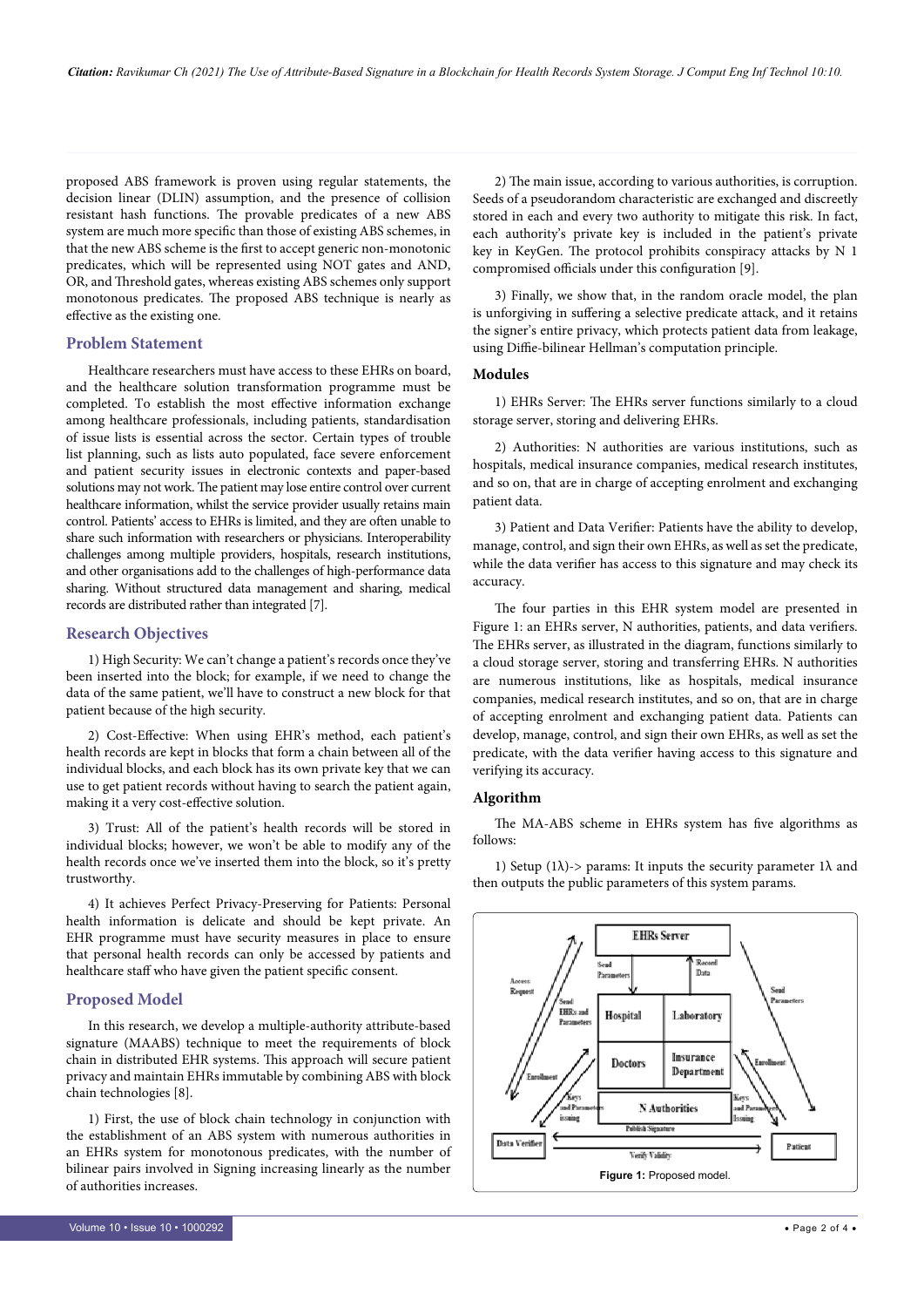proposed ABS framework is proven using regular statements, the decision linear (DLIN) assumption, and the presence of collision resistant hash functions. The provable predicates of a new ABS system are much more specific than those of existing ABS schemes, in that the new ABS scheme is the first to accept generic non-monotonic predicates, which will be represented using NOT gates and AND, OR, and Threshold gates, whereas existing ABS schemes only support monotonous predicates. The proposed ABS technique is nearly as effective as the existing one.

## Problem Statement

Healthcare researchers must have access to these EHRs on board, and the healthcare solution transformation programme must be completed. To establish the most effective information exchange among healthcare professionals, including patients, standardisation of issue lists is essential across the sector. Certain types of trouble list planning, such as lists auto populated, face severe enforcement and patient security issues in electronic contexts and paper-based solutions may not work. The patient may lose entire control over current healthcare information, whilst the service provider usually retains main control. Patients' access to EHRs is limited, and they are often unable to share such information with researchers or physicians. Interoperability challenges among multiple providers, hospitals, research institutions, and other organisations add to the challenges of high-performance data sharing. Without structured data management and sharing, medical records are distributed rather than integrated [7].

## Research Objectives

1) High Security: We can't change a patient's records once they've been inserted into the block; for example, if we need to change the data of the same patient, we'll have to construct a new block for that patient because of the high security.

2) Cost-Effective: When using EHR's method, each patient's health records are kept in blocks that form a chain between all of the individual blocks, and each block has its own private key that we can use to get patient records without having to search the patient again, making it a very cost-effective solution.

3) Trust: All of the patient's health records will be stored in individual blocks; however, we won't be able to modify any of the health records once we've inserted them into the block, so it's pretty trustworthy.

4) It achieves Perfect Privacy-Preserving for Patients: Personal health information is delicate and should be kept private. An EHR programme must have security measures in place to ensure that personal health records can only be accessed by patients and healthcare staff who have given the patient specific consent.

## Proposed Model

In this research, we develop a multiple-authority attribute-based signature (MAABS) technique to meet the requirements of block chain in distributed EHR systems. This approach will secure patient privacy and maintain EHRs immutable by combining ABS with block chain technologies [8].

1) First, the use of block chain technology in conjunction with the establishment of an ABS system with numerous authorities in an EHRs system for monotonous predicates, with the number of bilinear pairs involved in Signing increasing linearly as the number of authorities increases.

2) The main issue, according to various authorities, is corruption. Seeds of a pseudorandom characteristic are exchanged and discreetly stored in each and every two authority to mitigate this risk. In fact, each authority's private key is included in the patient's private key in KeyGen. The protocol prohibits conspiracy attacks by N 1 compromised officials under this configuration [9].

3) Finally, we show that, in the random oracle model, the plan is unforgiving in suffering a selective predicate attack, and it retains the signer's entire privacy, which protects patient data from leakage, using Diffie-bilinear Hellman's computation principle.

### Modules

1) EHRs Server: The EHRs server functions similarly to a cloud storage server, storing and delivering EHRs.

2) Authorities: N authorities are various institutions, such as hospitals, medical insurance companies, medical research institutes, and so on, that are in charge of accepting enrolment and exchanging patient data.

3) Patient and Data Verifier: Patients have the ability to develop, manage, control, and sign their own EHRs, as well as set the predicate, while the data verifier has access to this signature and may check its accuracy.

The four parties in this EHR system model are presented in Figure 1: an EHRs server, N authorities, patients, and data verifiers. The EHRs server, as illustrated in the diagram, functions similarly to a cloud storage server, storing and transferring EHRs. N authorities are numerous institutions, like as hospitals, medical insurance companies, medical research institutes, and so on, that are in charge of accepting enrolment and exchanging patient data. Patients can develop, manage, control, and sign their own EHRs, as well as set the predicate, with the data verifier having access to this signature and verifying its accuracy.

### Algorithm

The MA-ABS scheme in EHRs system has five algorithms as follows:

1) Setup ($1\lambda$)-> params: It inputs the security parameter $1\lambda$ and then outputs the public parameters of this system params.

**Figure 1:** Proposed model.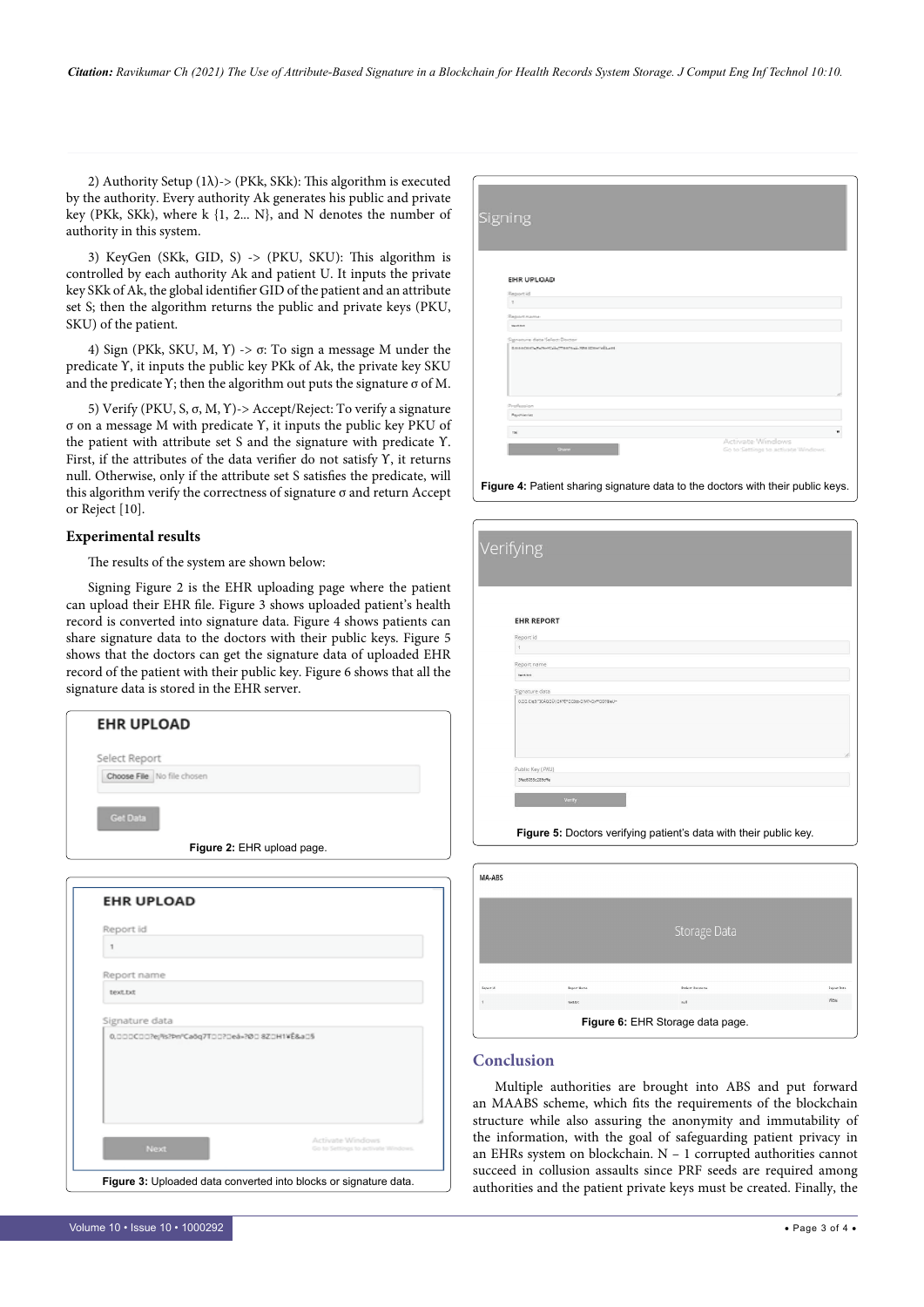2) Authority Setup (1λ)-> (PKk, SKk): This algorithm is executed by the authority. Every authority Ak generates his public and private key (PKk, SKk), where k {1, 2... N}, and N denotes the number of authority in this system.

3) KeyGen (SKk, GID, S) -> (PKU, SKU): This algorithm is controlled by each authority Ak and patient U. It inputs the private key SKk of Ak, the global identifier GID of the patient and an attribute set S; then the algorithm returns the public and private keys (PKU, SKU) of the patient.

4) Sign (PKk, SKU, M, Υ) -> σ: To sign a message M under the predicate Υ, it inputs the public key PKk of Ak, the private key SKU and the predicate Υ; then the algorithm out puts the signature σ of M.

5) Verify (PKU, S, σ, M, Υ)-> Accept/Reject: To verify a signature σ on a message M with predicate Υ, it inputs the public key PKU of the patient with attribute set S and the signature with predicate Υ. First, if the attributes of the data verifier do not satisfy Υ, it returns null. Otherwise, only if the attribute set S satisfies the predicate, will this algorithm verify the correctness of signature σ and return Accept or Reject [10].

## Experimental results

The results of the system are shown below:

Signing Figure 2 is the EHR uploading page where the patient can upload their EHR file. Figure 3 shows uploaded patient's health record is converted into signature data. Figure 4 shows patients can share signature data to the doctors with their public keys. Figure 5 shows that the doctors can get the signature data of uploaded EHR record of the patient with their public key. Figure 6 shows that all the signature data is stored in the EHR server.

**Figure 2:** EHR upload page.

**Figure 3:** Uploaded data converted into blocks or signature data.

**Figure 4:** Patient sharing signature data to the doctors with their public keys.

**Figure 5:** Doctors verifying patient's data with their public key.

**Figure 6:** EHR Storage data page.

## Conclusion

Multiple authorities are brought into ABS and put forward an MAABS scheme, which fits the requirements of the blockchain structure while also assuring the anonymity and immutability of the information, with the goal of safeguarding patient privacy in an EHRs system on blockchain. N – 1 corrupted authorities cannot succeed in collusion assaults since PRF seeds are required among authorities and the patient private keys must be created. Finally, the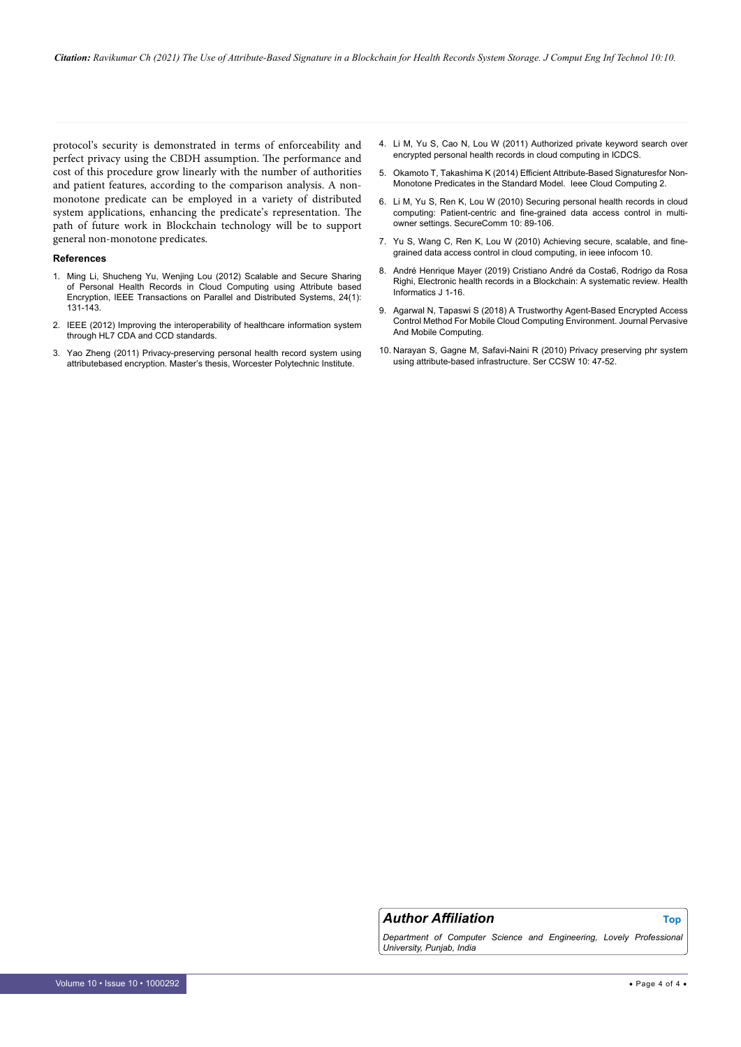protocol's security is demonstrated in terms of enforceability and perfect privacy using the CBDH assumption. The performance and cost of this procedure grow linearly with the number of authorities and patient features, according to the comparison analysis. A non-monotone predicate can be employed in a variety of distributed system applications, enhancing the predicate's representation. The path of future work in Blockchain technology will be to support general non-monotone predicates.

### References

1. Ming Li, Shucheng Yu, Wenjing Lou (2012) Scalable and Secure Sharing of Personal Health Records in Cloud Computing using Attribute based Encryption, IEEE Transactions on Parallel and Distributed Systems, 24(1): 131-143.
2. IEEE (2012) Improving the interoperability of healthcare information system through HL7 CDA and CCD standards.
3. Yao Zheng (2011) Privacy-preserving personal health record system using attributebased encryption. Master's thesis, Worcester Polytechnic Institute.
4. Li M, Yu S, Cao N, Lou W (2011) Authorized private keyword search over encrypted personal health records in cloud computing in ICDCS.
5. Okamoto T, Takashima K (2014) Efficient Attribute-Based Signaturesfor Non-Monotone Predicates in the Standard Model. Ieee Cloud Computing 2.
6. Li M, Yu S, Ren K, Lou W (2010) Securing personal health records in cloud computing: Patient-centric and fine-grained data access control in multi-owner settings. SecureComm 10: 89-106.
7. Yu S, Wang C, Ren K, Lou W (2010) Achieving secure, scalable, and fine-grained data access control in cloud computing, in ieee infocom 10.
8. André Henrique Mayer (2019) Cristiano André da Costa6, Rodrigo da Rosa Righi, Electronic health records in a Blockchain: A systematic review. Health Informatics J 1-16.
9. Agarwal N, Tapaswi S (2018) A Trustworthy Agent-Based Encrypted Access Control Method For Mobile Cloud Computing Environment. Journal Pervasive And Mobile Computing.
10. Narayan S, Gagne M, Safavi-Naini R (2010) Privacy preserving phr system using attribute-based infrastructure. Ser CCSW 10: 47-52.

## *Author Affiliation*

*Department of Computer Science and Engineering, Lovely Professional University, Punjab, India*